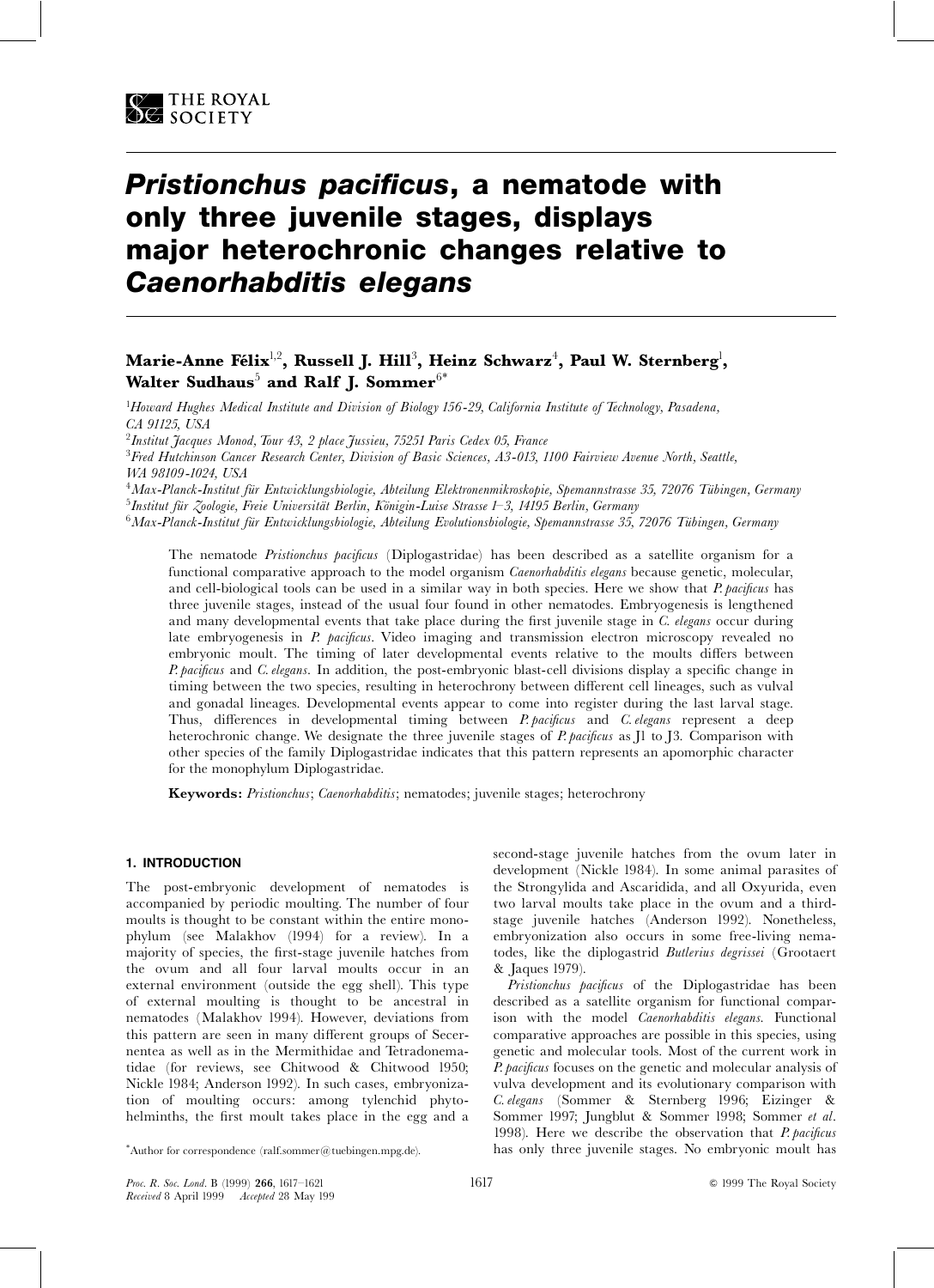# *Pristionchus pacificus*, a nematode with only three juvenile stages, displays major heterochronic changes relative to *Caenorhabditis elegans*

**Marie-Anne Félix**[1,2], **Russell J. Hill**[3], **Heinz Schwarz**[4], **Paul W. Sternberg**[1], **Walter Sudhaus**[5] **and Ralf J. Sommer**[6*]

[1]*Howard Hughes Medical Institute and Division of Biology 156-29, California Institute of Technology, Pasadena, CA 91125, USA*

[2]*Institut Jacques Monod, Tour 43, 2 place Jussieu, 75251 Paris Cedex 05, France*

[3]*Fred Hutchinson Cancer Research Center, Division of Basic Sciences, A3-013, 1100 Fairview Avenue North, Seattle, WA 98109-1024, USA*

[4]*Max-Planck-Institut für Entwicklungsbiologie, Abteilung Elektronenmikroskopie, Spemannstrasse 35, 72076 Tübingen, Germany*

[5]*Institut für Zoologie, Freie Universität Berlin, Königin-Luise Strasse 1–3, 14195 Berlin, Germany*

[6]*Max-Planck-Institut für Entwicklungsbiologie, Abteilung Evolutionsbiologie, Spemannstrasse 35, 72076 Tübingen, Germany*

The nematode *Pristionchus pacificus* (Diplogastridae) has been described as a satellite organism for a functional comparative approach to the model organism *Caenorhabditis elegans* because genetic, molecular, and cell-biological tools can be used in a similar way in both species. Here we show that *P. pacificus* has three juvenile stages, instead of the usual four found in other nematodes. Embryogenesis is lengthened and many developmental events that take place during the first juvenile stage in *C. elegans* occur during late embryogenesis in *P. pacificus*. Video imaging and transmission electron microscopy revealed no embryonic moult. The timing of later developmental events relative to the moults differs between *P. pacificus* and *C. elegans*. In addition, the post-embryonic blast-cell divisions display a specific change in timing between the two species, resulting in heterochrony between different cell lineages, such as vulval and gonadal lineages. Developmental events appear to come into register during the last larval stage. Thus, differences in developmental timing between *P. pacificus* and *C. elegans* represent a deep heterochronic change. We designate the three juvenile stages of *P. pacificus* as J1 to J3. Comparison with other species of the family Diplogastridae indicates that this pattern represents an apomorphic character for the monophylum Diplogastridae.

**Keywords:** *Pristionchus*; *Caenorhabditis*; nematodes; juvenile stages; heterochrony

## 1. INTRODUCTION

The post-embryonic development of nematodes is accompanied by periodic moulting. The number of four moults is thought to be constant within the entire monophylum (see Malakhov (1994) for a review). In a majority of species, the first-stage juvenile hatches from the ovum and all four larval moults occur in an external environment (outside the egg shell). This type of external moulting is thought to be ancestral in nematodes (Malakhov 1994). However, deviations from this pattern are seen in many different groups of Secernentea as well as in the Mermithidae and Tetradonematidae (for reviews, see Chitwood & Chitwood 1950; Nickle 1984; Anderson 1992). In such cases, embryonization of moulting occurs: among tylenchid phytohelminths, the first moult takes place in the egg and a second-stage juvenile hatches from the ovum later in development (Nickle 1984). In some animal parasites of the Strongylida and Ascaridida, and all Oxyurida, even two larval moults take place in the ovum and a third-stage juvenile hatches (Anderson 1992). Nonetheless, embryonization also occurs in some free-living nematodes, like the diplogastrid *Butlerius degrissei* (Grootaert & Jaques 1979).

*Pristionchus pacificus* of the Diplogastridae has been described as a satellite organism for functional comparison with the model *Caenorhabditis elegans*. Functional comparative approaches are possible in this species, using genetic and molecular tools. Most of the current work in *P. pacificus* focuses on the genetic and molecular analysis of vulva development and its evolutionary comparison with *C. elegans* (Sommer & Sternberg 1996; Eizinger & Sommer 1997; Jungblut & Sommer 1998; Sommer *et al.* 1998). Here we describe the observation that *P. pacificus* has only three juvenile stages. No embryonic moult has

*Author for correspondence (ralf.sommer@tuebingen.mpg.de).

*Proc. R. Soc. Lond.* B (1999) **266**, 1617–1621
Received 8 April 1999 Accepted 28 May 199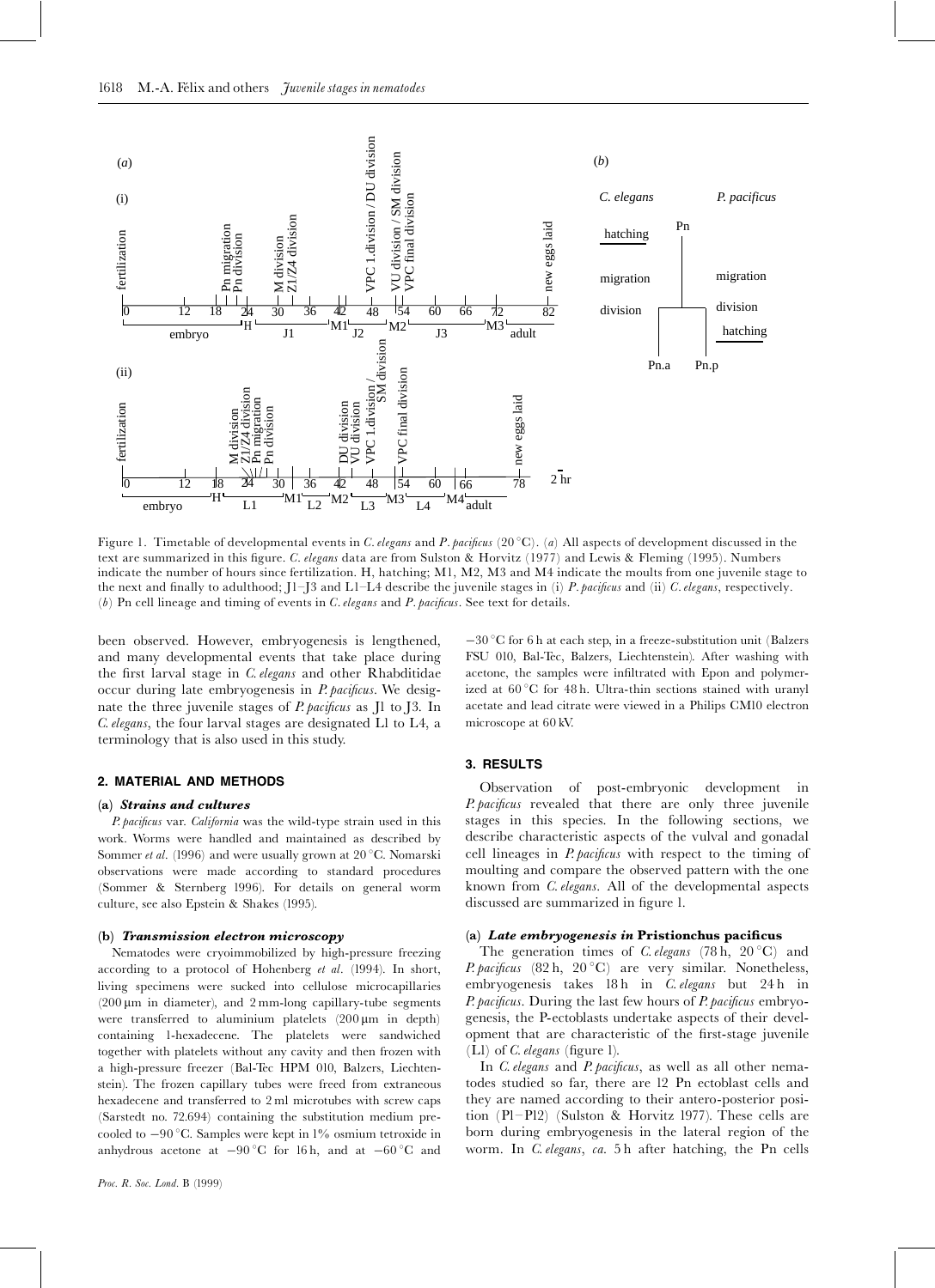Figure 1. Timetable of developmental events in *C. elegans* and *P. pacificus* (20 °C). (*a*) All aspects of development discussed in the text are summarized in this figure. *C. elegans* data are from Sulston & Horvitz (1977) and Lewis & Fleming (1995). Numbers indicate the number of hours since fertilization. H, hatching; M1, M2, M3 and M4 indicate the moults from one juvenile stage to the next and finally to adulthood; J1–J3 and L1–L4 describe the juvenile stages in (i) *P. pacificus* and (ii) *C. elegans*, respectively. (*b*) Pn cell lineage and timing of events in *C. elegans* and *P. pacificus*. See text for details.

been observed. However, embryogenesis is lengthened, and many developmental events that take place during the first larval stage in *C. elegans* and other Rhabditidae occur during late embryogenesis in *P. pacificus*. We designate the three juvenile stages of *P. pacificus* as J1 to J3. In *C. elegans*, the four larval stages are designated L1 to L4, a terminology that is also used in this study.

## 2. MATERIAL AND METHODS

### (a) *Strains and cultures*

*P. pacificus* var. *California* was the wild-type strain used in this work. Worms were handled and maintained as described by Sommer *et al*. (1996) and were usually grown at 20 °C. Nomarski observations were made according to standard procedures (Sommer & Sternberg 1996). For details on general worm culture, see also Epstein & Shakes (1995).

### (b) *Transmission electron microscopy*

Nematodes were cryoimmobilized by high-pressure freezing according to a protocol of Hohenberg *et al*. (1994). In short, living specimens were sucked into cellulose microcapillaries (200 μm in diameter), and 2 mm-long capillary-tube segments were transferred to aluminium platelets (200 μm in depth) containing 1-hexadecene. The platelets were sandwiched together with platelets without any cavity and then frozen with a high-pressure freezer (Bal-Tec HPM 010, Balzers, Liechtenstein). The frozen capillary tubes were freed from extraneous hexadecene and transferred to 2 ml microtubes with screw caps (Sarstedt no. 72.694) containing the substitution medium precooled to −90 °C. Samples were kept in 1% osmium tetroxide in anhydrous acetone at −90 °C for 16 h, and at −60 °C and −30 °C for 6 h at each step, in a freeze-substitution unit (Balzers FSU 010, Bal-Tec, Balzers, Liechtenstein). After washing with acetone, the samples were infiltrated with Epon and polymerized at 60 °C for 48 h. Ultra-thin sections stained with uranyl acetate and lead citrate were viewed in a Philips CM10 electron microscope at 60 kV.

## 3. RESULTS

Observation of post-embryonic development in *P. pacificus* revealed that there are only three juvenile stages in this species. In the following sections, we describe characteristic aspects of the vulval and gonadal cell lineages in *P. pacificus* with respect to the timing of moulting and compare the observed pattern with the one known from *C. elegans*. All of the developmental aspects discussed are summarized in figure 1.

### (a) *Late embryogenesis in* **Pristionchus pacificus**

The generation times of *C. elegans* (78 h, 20 °C) and *P. pacificus* (82 h, 20 °C) are very similar. Nonetheless, embryogenesis takes 18 h in *C. elegans* but 24 h in *P. pacificus*. During the last few hours of *P. pacificus* embryogenesis, the P-ectoblasts undertake aspects of their development that are characteristic of the first-stage juvenile (L1) of *C. elegans* (figure 1).

In *C. elegans* and *P. pacificus*, as well as all other nematodes studied so far, there are 12 Pn ectoblast cells and they are named according to their antero-posterior position (P1–P12) (Sulston & Horvitz 1977). These cells are born during embryogenesis in the lateral region of the worm. In *C. elegans*, *ca*. 5 h after hatching, the Pn cells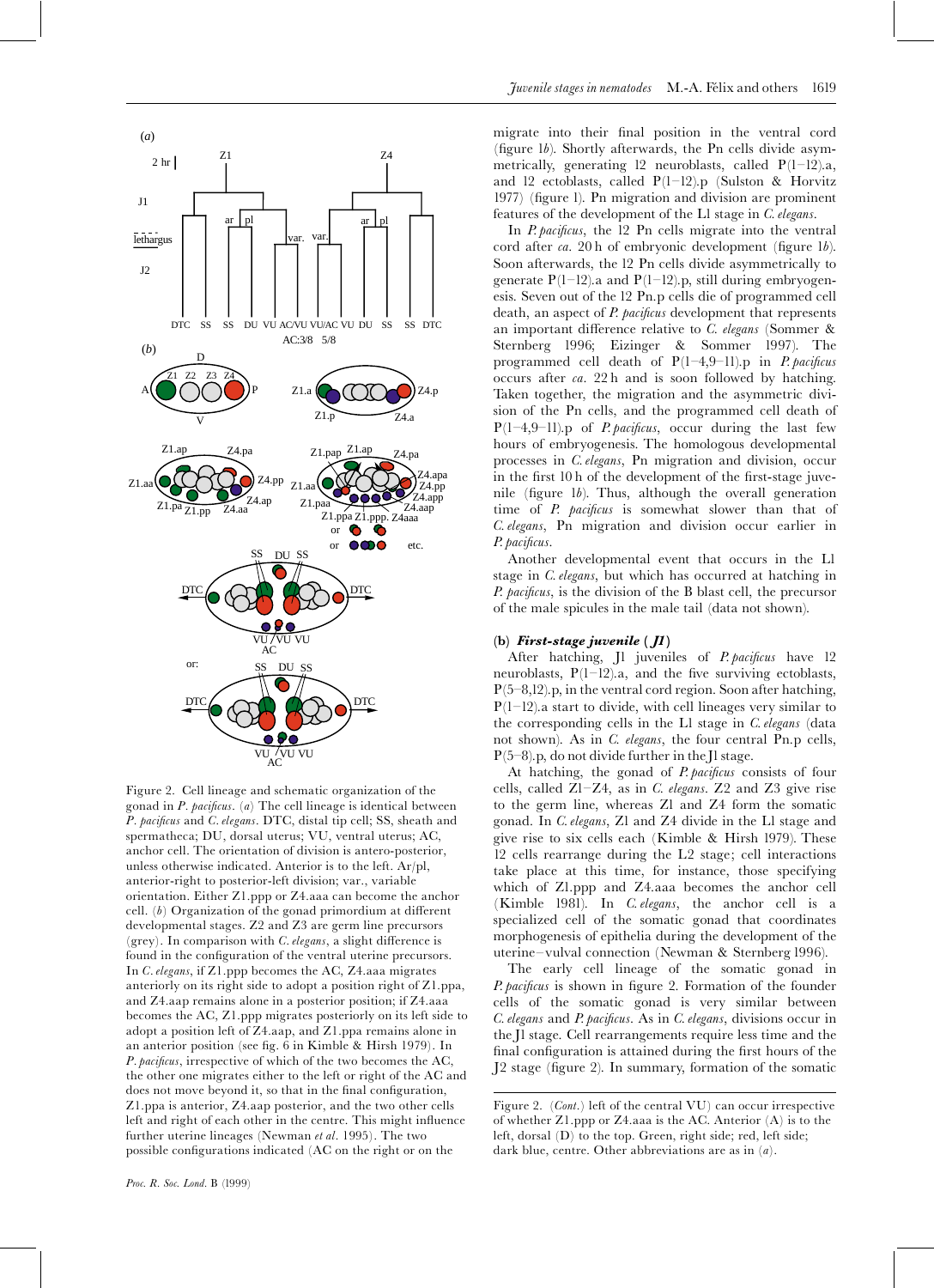Figure 2. Cell lineage and schematic organization of the gonad in *P. pacificus*. (*a*) The cell lineage is identical between *P. pacificus* and *C. elegans*. DTC, distal tip cell; SS, sheath and spermatheca; DU, dorsal uterus; VU, ventral uterus; AC, anchor cell. The orientation of division is antero-posterior, unless otherwise indicated. Anterior is to the left. Ar/pl, anterior-right to posterior-left division; var., variable orientation. Either Z1.ppp or Z4.aaa can become the anchor cell. (*b*) Organization of the gonad primordium at different developmental stages. Z2 and Z3 are germ line precursors (grey). In comparison with *C. elegans*, a slight difference is found in the configuration of the ventral uterine precursors. In *C. elegans*, if Z1.ppp becomes the AC, Z4.aaa migrates anteriorly on its right side to adopt a position right of Z1.ppa, and Z4.aap remains alone in a posterior position; if Z4.aaa becomes the AC, Z1.ppp migrates posteriorly on its left side to adopt a position left of Z4.aap, and Z1.ppa remains alone in an anterior position (see fig. 6 in Kimble & Hirsh 1979). In *P. pacificus*, irrespective of which of the two becomes the AC, the other one migrates either to the left or right of the AC and does not move beyond it, so that in the final configuration, Z1.ppa is anterior, Z4.aap posterior, and the two other cells left and right of each other in the centre. This might influence further uterine lineages (Newman *et al.* 1995). The two possible configurations indicated (AC on the right or on the left of the central VU) can occur irrespective of whether Z1.ppp or Z4.aaa is the AC. Anterior (A) is to the left, dorsal (D) to the top. Green, right side; red, left side; dark blue, centre. Other abbreviations are as in (*a*).

migrate into their final position in the ventral cord (figure 1*b*). Shortly afterwards, the Pn cells divide asymmetrically, generating 12 neuroblasts, called P(1–12).a, and 12 ectoblasts, called P(1–12).p (Sulston & Horvitz 1977) (figure 1). Pn migration and division are prominent features of the development of the L1 stage in *C. elegans*.

In *P. pacificus*, the 12 Pn cells migrate into the ventral cord after *ca.* 20 h of embryonic development (figure 1*b*). Soon afterwards, the 12 Pn cells divide asymmetrically to generate P(1–12).a and P(1–12).p, still during embryogenesis. Seven out of the 12 Pn.p cells die of programmed cell death, an aspect of *P. pacificus* development that represents an important difference relative to *C. elegans* (Sommer & Sternberg 1996; Eizinger & Sommer 1997). The programmed cell death of P(1–4,9–11).p in *P. pacificus* occurs after *ca.* 22 h and is soon followed by hatching. Taken together, the migration and the asymmetric division of the Pn cells, and the programmed cell death of P(1–4,9–11).p of *P. pacificus*, occur during the last few hours of embryogenesis. The homologous developmental processes in *C. elegans*, Pn migration and division, occur in the first 10 h of the development of the first-stage juvenile (figure 1*b*). Thus, although the overall generation time of *P. pacificus* is somewhat slower than that of *C. elegans*, Pn migration and division occur earlier in *P. pacificus*.

Another developmental event that occurs in the L1 stage in *C. elegans*, but which has occurred at hatching in *P. pacificus*, is the division of the B blast cell, the precursor of the male spicules in the male tail (data not shown).

### (b) *First-stage juvenile (J1)*

After hatching, J1 juveniles of *P. pacificus* have 12 neuroblasts, P(1–12).a, and the five surviving ectoblasts, P(5–8,12).p, in the ventral cord region. Soon after hatching, P(1–12).a start to divide, with cell lineages very similar to the corresponding cells in the L1 stage in *C. elegans* (data not shown). As in *C. elegans*, the four central Pn.p cells, P(5–8).p, do not divide further in the J1 stage.

At hatching, the gonad of *P. pacificus* consists of four cells, called Z1–Z4, as in *C. elegans*. Z2 and Z3 give rise to the germ line, whereas Z1 and Z4 form the somatic gonad. In *C. elegans*, Z1 and Z4 divide in the L1 stage and give rise to six cells each (Kimble & Hirsh 1979). These 12 cells rearrange during the L2 stage; cell interactions take place at this time, for instance, those specifying which of Z1.ppp and Z4.aaa becomes the anchor cell (Kimble 1981). In *C. elegans*, the anchor cell is a specialized cell of the somatic gonad that coordinates morphogenesis of epithelia during the development of the uterine–vulval connection (Newman & Sternberg 1996).

The early cell lineage of the somatic gonad in *P. pacificus* is shown in figure 2. Formation of the founder cells of the somatic gonad is very similar between *C. elegans* and *P. pacificus*. As in *C. elegans*, divisions occur in the J1 stage. Cell rearrangements require less time and the final configuration is attained during the first hours of the J2 stage (figure 2). In summary, formation of the somatic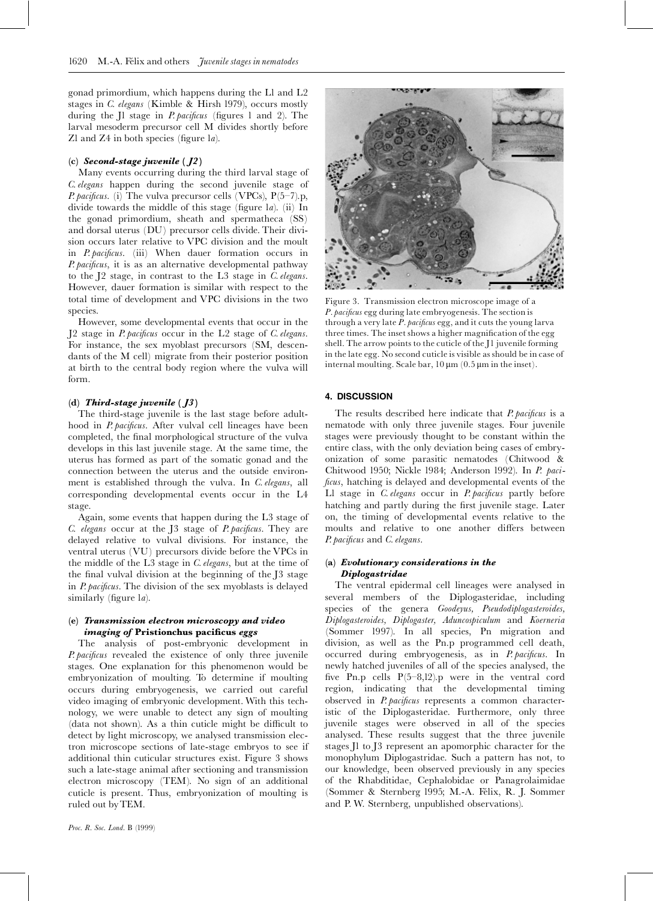gonad primordium, which happens during the L1 and L2 stages in *C. elegans* (Kimble & Hirsh 1979), occurs mostly during the J1 stage in *P. pacificus* (figures 1 and 2). The larval mesoderm precursor cell M divides shortly before Z1 and Z4 in both species (figure 1*a*).

### (c) *Second-stage juvenile (J2)*

Many events occurring during the third larval stage of *C. elegans* happen during the second juvenile stage of *P. pacificus*. (i) The vulva precursor cells (VPCs), P(5–7).p, divide towards the middle of this stage (figure 1*a*). (ii) In the gonad primordium, sheath and spermatheca (SS) and dorsal uterus (DU) precursor cells divide. Their division occurs later relative to VPC division and the moult in *P. pacificus*. (iii) When dauer formation occurs in *P. pacificus*, it is as an alternative developmental pathway to the J2 stage, in contrast to the L3 stage in *C. elegans*. However, dauer formation is similar with respect to the total time of development and VPC divisions in the two species.

However, some developmental events that occur in the J2 stage in *P. pacificus* occur in the L2 stage of *C. elegans*. For instance, the sex myoblast precursors (SM, descendants of the M cell) migrate from their posterior position at birth to the central body region where the vulva will form.

### (d) *Third-stage juvenile (J3)*

The third-stage juvenile is the last stage before adulthood in *P. pacificus*. After vulval cell lineages have been completed, the final morphological structure of the vulva develops in this last juvenile stage. At the same time, the uterus has formed as part of the somatic gonad and the connection between the uterus and the outside environment is established through the vulva. In *C. elegans*, all corresponding developmental events occur in the L4 stage.

Again, some events that happen during the L3 stage of *C. elegans* occur at the J3 stage of *P. pacificus*. They are delayed relative to vulval divisions. For instance, the ventral uterus (VU) precursors divide before the VPCs in the middle of the L3 stage in *C. elegans*, but at the time of the final vulval division at the beginning of the J3 stage in *P. pacificus*. The division of the sex myoblasts is delayed similarly (figure 1*a*).

### (e) *Transmission electron microscopy and video imaging of* **Pristionchus pacificus** *eggs*

The analysis of post-embryonic development in *P. pacificus* revealed the existence of only three juvenile stages. One explanation for this phenomenon would be embryonization of moulting. To determine if moulting occurs during embryogenesis, we carried out careful video imaging of embryonic development. With this technology, we were unable to detect any sign of moulting (data not shown). As a thin cuticle might be difficult to detect by light microscopy, we analysed transmission electron microscope sections of late-stage embryos to see if additional thin cuticular structures exist. Figure 3 shows such a late-stage animal after sectioning and transmission electron microscopy (TEM). No sign of an additional cuticle is present. Thus, embryonization of moulting is ruled out by TEM.

Figure 3. Transmission electron microscope image of a *P. pacificus* egg during late embryogenesis. The section is through a very late *P. pacificus* egg, and it cuts the young larva three times. The inset shows a higher magnification of the egg shell. The arrow points to the cuticle of the J1 juvenile forming in the late egg. No second cuticle is visible as should be in case of internal moulting. Scale bar, 10 µm (0.5 µm in the inset).

## 4. DISCUSSION

The results described here indicate that *P. pacificus* is a nematode with only three juvenile stages. Four juvenile stages were previously thought to be constant within the entire class, with the only deviation being cases of embryonization of some parasitic nematodes (Chitwood & Chitwood 1950; Nickle 1984; Anderson 1992). In *P. pacificus*, hatching is delayed and developmental events of the L1 stage in *C. elegans* occur in *P. pacificus* partly before hatching and partly during the first juvenile stage. Later on, the timing of developmental events relative to the moults and relative to one another differs between *P. pacificus* and *C. elegans*.

### (a) *Evolutionary considerations in the Diplogastridae*

The ventral epidermal cell lineages were analysed in several members of the Diplogasteridae, including species of the genera *Goodeyus, Pseudodiplogasteroides, Diplogasteroides, Diplogaster, Aduncospiculum* and *Koerneria* (Sommer 1997). In all species, Pn migration and division, as well as the Pn.p programmed cell death, occurred during embryogenesis, as in *P. pacificus*. In newly hatched juveniles of all of the species analysed, the five Pn.p cells P(5–8,12).p were in the ventral cord region, indicating that the developmental timing observed in *P. pacificus* represents a common characteristic of the Diplogasteridae. Furthermore, only three juvenile stages were observed in all of the species analysed. These results suggest that the three juvenile stages J1 to J3 represent an apomorphic character for the monophylum Diplogastridae. Such a pattern has not, to our knowledge, been observed previously in any species of the Rhabditidae, Cephalobidae or Panagrolaimidae (Sommer & Sternberg 1995; M.-A. Félix, R. J. Sommer and P. W. Sternberg, unpublished observations).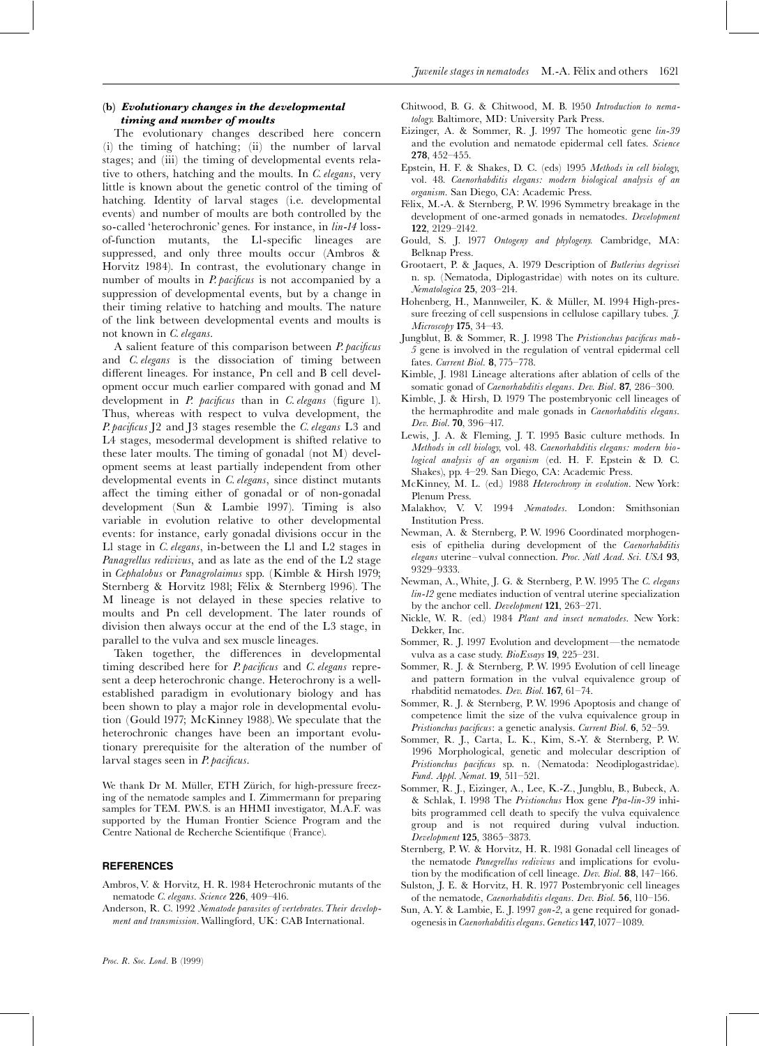### (b) *Evolutionary changes in the developmental timing and number of moults*

The evolutionary changes described here concern (i) the timing of hatching; (ii) the number of larval stages; and (iii) the timing of developmental events relative to others, hatching and the moults. In *C. elegans*, very little is known about the genetic control of the timing of hatching. Identity of larval stages (i.e. developmental events) and number of moults are both controlled by the so-called 'heterochronic' genes. For instance, in *lin-14* loss-of-function mutants, the L1-specific lineages are suppressed, and only three moults occur (Ambros & Horvitz 1984). In contrast, the evolutionary change in number of moults in *P. pacificus* is not accompanied by a suppression of developmental events, but by a change in their timing relative to hatching and moults. The nature of the link between developmental events and moults is not known in *C. elegans*.

A salient feature of this comparison between *P. pacificus* and *C. elegans* is the dissociation of timing between different lineages. For instance, Pn cell and B cell development occur much earlier compared with gonad and M development in *P. pacificus* than in *C. elegans* (figure 1). Thus, whereas with respect to vulva development, the *P. pacificus* J2 and J3 stages resemble the *C. elegans* L3 and L4 stages, mesodermal development is shifted relative to these later moults. The timing of gonadal (not M) development seems at least partially independent from other developmental events in *C. elegans*, since distinct mutants affect the timing either of gonadal or of non-gonadal development (Sun & Lambie 1997). Timing is also variable in evolution relative to other developmental events: for instance, early gonadal divisions occur in the L1 stage in *C. elegans*, in-between the L1 and L2 stages in *Panagrellus redivivus*, and as late as the end of the L2 stage in *Cephalobus* or *Panagrolaimus* spp. (Kimble & Hirsh 1979; Sternberg & Horvitz 1981; Félix & Sternberg 1996). The M lineage is not delayed in these species relative to moults and Pn cell development. The later rounds of division then always occur at the end of the L3 stage, in parallel to the vulva and sex muscle lineages.

Taken together, the differences in developmental timing described here for *P. pacificus* and *C. elegans* represent a deep heterochronic change. Heterochrony is a well-established paradigm in evolutionary biology and has been shown to play a major role in developmental evolution (Gould 1977; McKinney 1988). We speculate that the heterochronic changes have been an important evolutionary prerequisite for the alteration of the number of larval stages seen in *P. pacificus*.

We thank Dr M. Müller, ETH Zürich, for high-pressure freezing of the nematode samples and I. Zimmermann for preparing samples for TEM. P.W.S. is an HHMI investigator, M.A.F. was supported by the Human Frontier Science Program and the Centre National de Recherche Scientifique (France).

## REFERENCES

Ambros, V. & Horvitz, H. R. 1984 Heterochronic mutants of the nematode *C. elegans*. *Science* **226**, 409–416.

Anderson, R. C. 1992 *Nematode parasites of vertebrates. Their development and transmission*. Wallingford, UK: CAB International.

Chitwood, B. G. & Chitwood, M. B. 1950 *Introduction to nematology.* Baltimore, MD: University Park Press.

Eizinger, A. & Sommer, R. J. 1997 The homeotic gene *lin-39* and the evolution and nematode epidermal cell fates. *Science* **278**, 452–455.

Epstein, H. F. & Shakes, D. C. (eds) 1995 *Methods in cell biology,* vol. 48. *Caenorhabditis elegans: modern biological analysis of an organism*. San Diego, CA: Academic Press.

Félix, M.-A. & Sternberg, P. W. 1996 Symmetry breakage in the development of one-armed gonads in nematodes. *Development* **122**, 2129–2142.

Gould, S. J. 1977 *Ontogeny and phylogeny.* Cambridge, MA: Belknap Press.

Grootaert, P. & Jaques, A. 1979 Description of *Butlerius degrissei* n. sp. (Nematoda, Diplogastridae) with notes on its culture. *Nematologica* **25**, 203–214.

Hohenberg, H., Mannweiler, K. & Müller, M. 1994 High-pressure freezing of cell suspensions in cellulose capillary tubes. *J. Microscopy* **175**, 34–43.

Jungblut, B. & Sommer, R. J. 1998 The *Pristionchus pacificus mab-5* gene is involved in the regulation of ventral epidermal cell fates. *Current Biol.* **8**, 775–778.

Kimble, J. 1981 Lineage alterations after ablation of cells of the somatic gonad of *Caenorhabditis elegans*. *Dev. Biol*. **87**, 286–300.

Kimble, J. & Hirsh, D. 1979 The postembryonic cell lineages of the hermaphrodite and male gonads in *Caenorhabditis elegans*. *Dev. Biol*. **70**, 396–417.

Lewis, J. A. & Fleming, J. T. 1995 Basic culture methods. In *Methods in cell biology,* vol. 48. *Caenorhabditis elegans: modern biological analysis of an organism* (ed. H. F. Epstein & D. C. Shakes), pp. 4–29. San Diego, CA: Academic Press.

McKinney, M. L. (ed.) 1988 *Heterochrony in evolution*. New York: Plenum Press.

Malakhov, V. V. 1994 *Nematodes*. London: Smithsonian Institution Press.

Newman, A. & Sternberg, P. W. 1996 Coordinated morphogenesis of epithelia during development of the *Caenorhabditis elegans* uterine–vulval connection. *Proc. Natl Acad. Sci. USA* **93**, 9329–9333.

Newman, A., White, J. G. & Sternberg, P. W. 1995 The *C. elegans lin-12* gene mediates induction of ventral uterine specialization by the anchor cell. *Development* **121**, 263–271.

Nickle, W. R. (ed.) 1984 *Plant and insect nematodes*. New York: Dekker, Inc.

Sommer, R. J. 1997 Evolution and development—the nematode vulva as a case study. *BioEssays* **19**, 225–231.

Sommer, R. J. & Sternberg, P. W. 1995 Evolution of cell lineage and pattern formation in the vulval equivalence group of rhabditid nematodes. *Dev. Biol.* **167**, 61–74.

Sommer, R. J. & Sternberg, P. W. 1996 Apoptosis and change of competence limit the size of the vulva equivalence group in *Pristionchus pacificus*: a genetic analysis. *Current Biol.* **6**, 52–59.

Sommer, R. J., Carta, L. K., Kim, S.-Y. & Sternberg, P. W. 1996 Morphological, genetic and molecular description of *Pristionchus pacificus* sp. n. (Nematoda: Neodiplogastridae). *Fund. Appl. Nemat*. **19**, 511–521.

Sommer, R. J., Eizinger, A., Lee, K.-Z., Jungblu, B., Bubeck, A. & Schlak, I. 1998 The *Pristionchus* Hox gene *Ppa-lin-39* inhibits programmed cell death to specify the vulva equivalence group and is not required during vulval induction. *Development* **125**, 3865–3873.

Sternberg, P. W. & Horvitz, H. R. 1981 Gonadal cell lineages of the nematode *Panegrellus redivivus* and implications for evolution by the modification of cell lineage. *Dev. Biol.* **88**, 147–166.

Sulston, J. E. & Horvitz, H. R. 1977 Postembryonic cell lineages of the nematode, *Caenorhabditis elegans*. *Dev. Biol.* **56**, 110–156.

Sun, A. Y. & Lambie, E. J. 1997 *gon-2*, a gene required for gonadogenesis in *Caenorhabditis elegans*. *Genetics* **147**, 1077–1089.